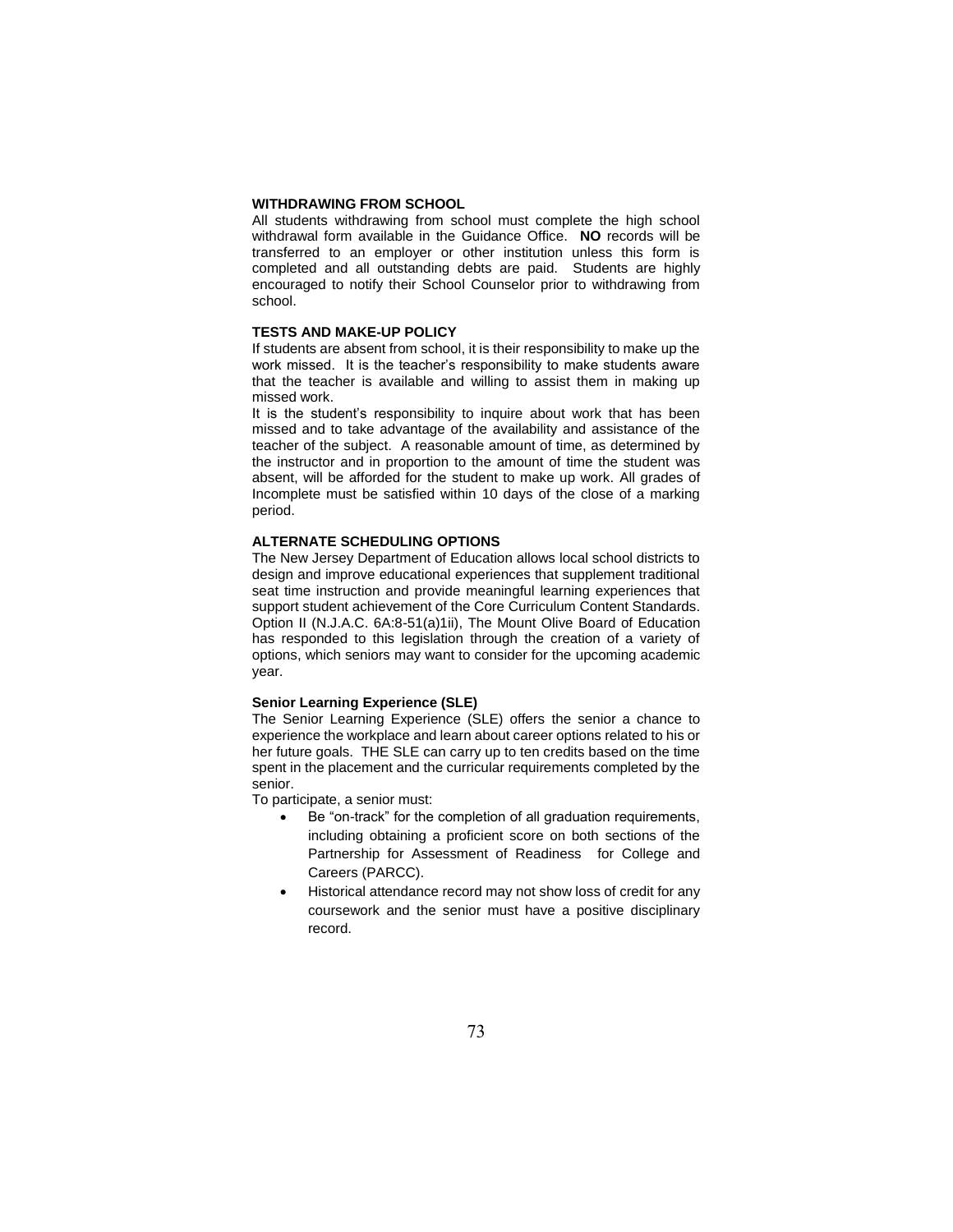### WITHDRAWING FROM SCHOOL

All students withdrawing from school must complete the high school withdrawal form available in the Guidance Office. **NO** records will be transferred to an employer or other institution unless this form is completed and all outstanding debts are paid. Students are highly encouraged to notify their School Counselor prior to withdrawing from school.

### TESTS AND MAKE-UP POLICY

If students are absent from school, it is their responsibility to make up the work missed. It is the teacher's responsibility to make students aware that the teacher is available and willing to assist them in making up missed work.

It is the student's responsibility to inquire about work that has been missed and to take advantage of the availability and assistance of the teacher of the subject. A reasonable amount of time, as determined by the instructor and in proportion to the amount of time the student was absent, will be afforded for the student to make up work. All grades of Incomplete must be satisfied within 10 days of the close of a marking period.

### ALTERNATE SCHEDULING OPTIONS

The New Jersey Department of Education allows local school districts to design and improve educational experiences that supplement traditional seat time instruction and provide meaningful learning experiences that support student achievement of the Core Curriculum Content Standards. Option II (N.J.A.C. 6A:8-51(a)1ii), The Mount Olive Board of Education has responded to this legislation through the creation of a variety of options, which seniors may want to consider for the upcoming academic year.

#### Senior Learning Experience (SLE)

The Senior Learning Experience (SLE) offers the senior a chance to experience the workplace and learn about career options related to his or her future goals. THE SLE can carry up to ten credits based on the time spent in the placement and the curricular requirements completed by the senior.

To participate, a senior must:

- Be "on-track" for the completion of all graduation requirements, including obtaining a proficient score on both sections of the Partnership for Assessment of Readiness for College and Careers (PARCC).
- Historical attendance record may not show loss of credit for any coursework and the senior must have a positive disciplinary record.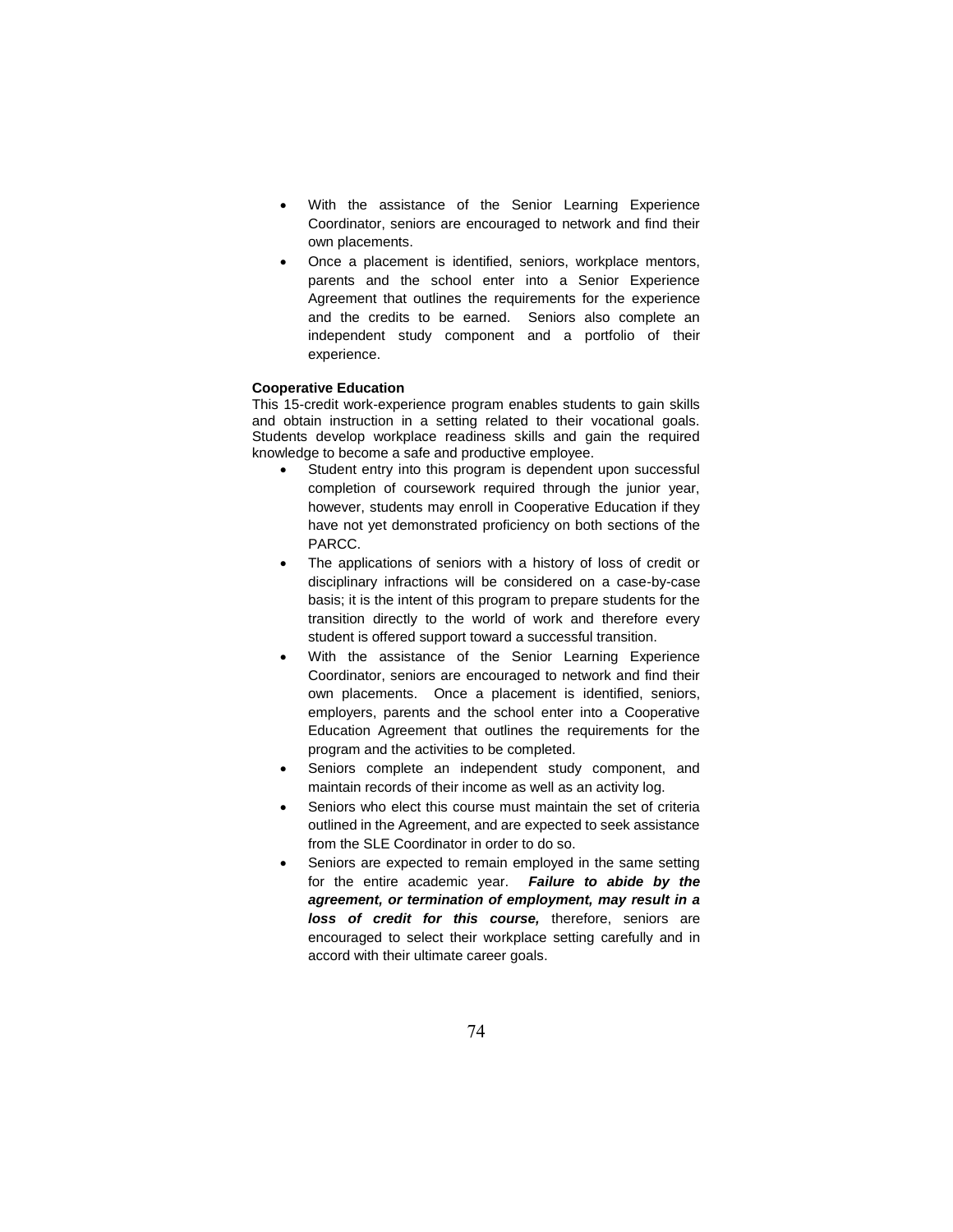- With the assistance of the Senior Learning Experience Coordinator, seniors are encouraged to network and find their own placements.
- Once a placement is identified, seniors, workplace mentors, parents and the school enter into a Senior Experience Agreement that outlines the requirements for the experience and the credits to be earned. Seniors also complete an independent study component and a portfolio of their experience.

**Cooperative Education**

This 15-credit work-experience program enables students to gain skills and obtain instruction in a setting related to their vocational goals. Students develop workplace readiness skills and gain the required knowledge to become a safe and productive employee.

- Student entry into this program is dependent upon successful completion of coursework required through the junior year, however, students may enroll in Cooperative Education if they have not yet demonstrated proficiency on both sections of the PARCC.
- The applications of seniors with a history of loss of credit or disciplinary infractions will be considered on a case-by-case basis; it is the intent of this program to prepare students for the transition directly to the world of work and therefore every student is offered support toward a successful transition.
- With the assistance of the Senior Learning Experience Coordinator, seniors are encouraged to network and find their own placements. Once a placement is identified, seniors, employers, parents and the school enter into a Cooperative Education Agreement that outlines the requirements for the program and the activities to be completed.
- Seniors complete an independent study component, and maintain records of their income as well as an activity log.
- Seniors who elect this course must maintain the set of criteria outlined in the Agreement, and are expected to seek assistance from the SLE Coordinator in order to do so.
- Seniors are expected to remain employed in the same setting for the entire academic year. ***Failure to abide by the agreement, or termination of employment, may result in a loss of credit for this course,*** therefore, seniors are encouraged to select their workplace setting carefully and in accord with their ultimate career goals.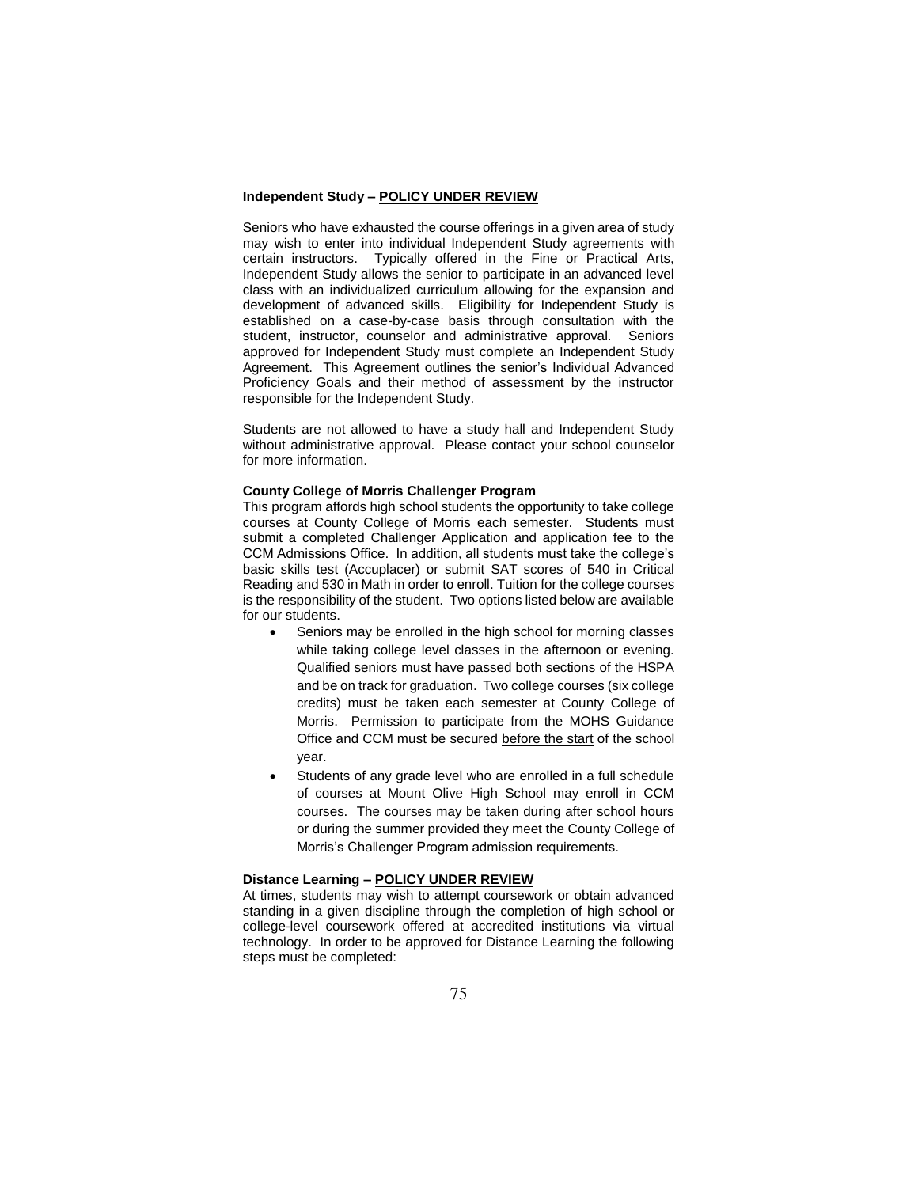**Independent Study – POLICY UNDER REVIEW**

Seniors who have exhausted the course offerings in a given area of study may wish to enter into individual Independent Study agreements with certain instructors. Typically offered in the Fine or Practical Arts, Independent Study allows the senior to participate in an advanced level class with an individualized curriculum allowing for the expansion and development of advanced skills. Eligibility for Independent Study is established on a case-by-case basis through consultation with the student, instructor, counselor and administrative approval. Seniors approved for Independent Study must complete an Independent Study Agreement. This Agreement outlines the senior's Individual Advanced Proficiency Goals and their method of assessment by the instructor responsible for the Independent Study.

Students are not allowed to have a study hall and Independent Study without administrative approval. Please contact your school counselor for more information.

**County College of Morris Challenger Program**

This program affords high school students the opportunity to take college courses at County College of Morris each semester. Students must submit a completed Challenger Application and application fee to the CCM Admissions Office. In addition, all students must take the college's basic skills test (Accuplacer) or submit SAT scores of 540 in Critical Reading and 530 in Math in order to enroll. Tuition for the college courses is the responsibility of the student. Two options listed below are available for our students.

- Seniors may be enrolled in the high school for morning classes while taking college level classes in the afternoon or evening. Qualified seniors must have passed both sections of the HSPA and be on track for graduation. Two college courses (six college credits) must be taken each semester at County College of Morris. Permission to participate from the MOHS Guidance Office and CCM must be secured before the start of the school year.
- Students of any grade level who are enrolled in a full schedule of courses at Mount Olive High School may enroll in CCM courses. The courses may be taken during after school hours or during the summer provided they meet the County College of Morris's Challenger Program admission requirements.

**Distance Learning – POLICY UNDER REVIEW**

At times, students may wish to attempt coursework or obtain advanced standing in a given discipline through the completion of high school or college-level coursework offered at accredited institutions via virtual technology. In order to be approved for Distance Learning the following steps must be completed: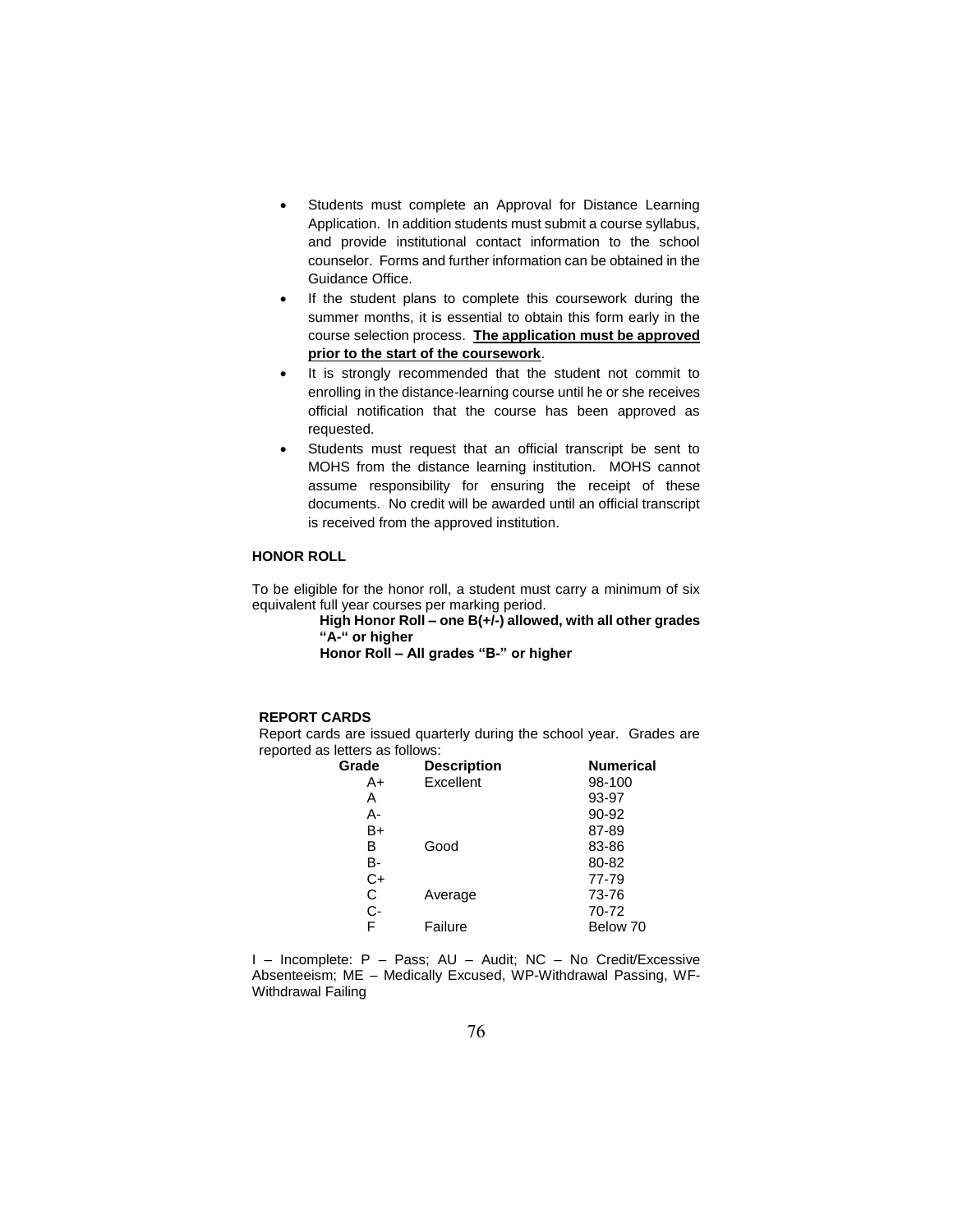- Students must complete an Approval for Distance Learning Application. In addition students must submit a course syllabus, and provide institutional contact information to the school counselor. Forms and further information can be obtained in the Guidance Office.
- If the student plans to complete this coursework during the summer months, it is essential to obtain this form early in the course selection process. **<u>The application must be approved prior to the start of the coursework</u>**.
- It is strongly recommended that the student not commit to enrolling in the distance-learning course until he or she receives official notification that the course has been approved as requested.
- Students must request that an official transcript be sent to MOHS from the distance learning institution. MOHS cannot assume responsibility for ensuring the receipt of these documents. No credit will be awarded until an official transcript is received from the approved institution.

## HONOR ROLL

To be eligible for the honor roll, a student must carry a minimum of six equivalent full year courses per marking period.

**High Honor Roll – one B(+/-) allowed, with all other grades "A-" or higher**

**Honor Roll – All grades "B-" or higher**

## REPORT CARDS

Report cards are issued quarterly during the school year. Grades are reported as letters as follows:

| Grade | Description | Numerical |
|---|---|---|
| A+ | Excellent | 98-100 |
| A | | 93-97 |
| A- | | 90-92 |
| B+ | | 87-89 |
| B | Good | 83-86 |
| B- | | 80-82 |
| C+ | | 77-79 |
| C | Average | 73-76 |
| C- | | 70-72 |
| F | Failure | Below 70 |

I – Incomplete: P – Pass; AU – Audit; NC – No Credit/Excessive Absenteeism; ME – Medically Excused, WP-Withdrawal Passing, WF-Withdrawal Failing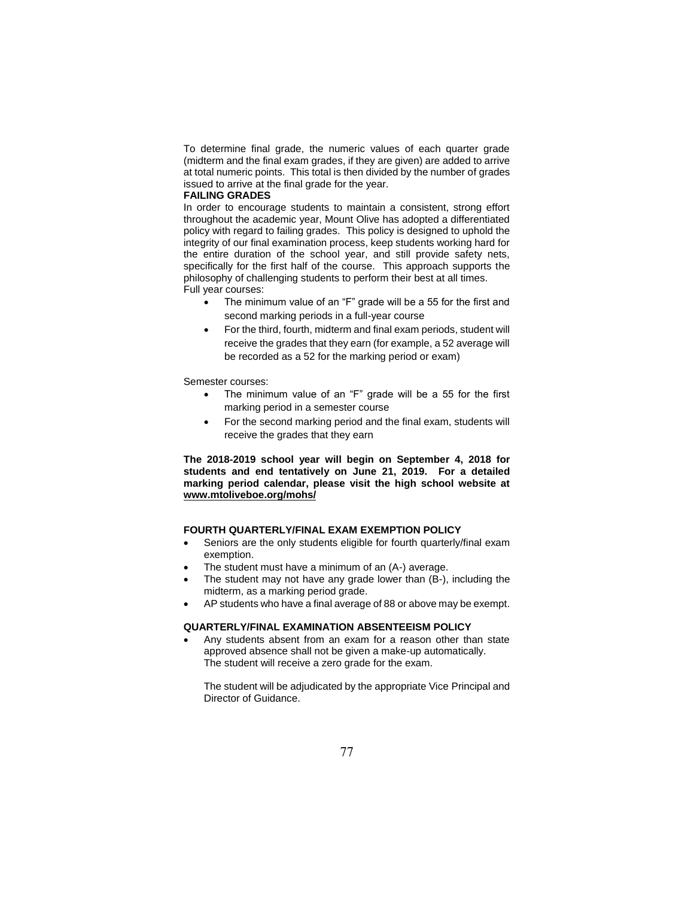To determine final grade, the numeric values of each quarter grade (midterm and the final exam grades, if they are given) are added to arrive at total numeric points. This total is then divided by the number of grades issued to arrive at the final grade for the year.

**FAILING GRADES**

In order to encourage students to maintain a consistent, strong effort throughout the academic year, Mount Olive has adopted a differentiated policy with regard to failing grades. This policy is designed to uphold the integrity of our final examination process, keep students working hard for the entire duration of the school year, and still provide safety nets, specifically for the first half of the course. This approach supports the philosophy of challenging students to perform their best at all times.

Full year courses:

- The minimum value of an "F" grade will be a 55 for the first and second marking periods in a full-year course
- For the third, fourth, midterm and final exam periods, student will receive the grades that they earn (for example, a 52 average will be recorded as a 52 for the marking period or exam)

Semester courses:

- The minimum value of an "F" grade will be a 55 for the first marking period in a semester course
- For the second marking period and the final exam, students will receive the grades that they earn

**The 2018-2019 school year will begin on September 4, 2018 for students and end tentatively on June 21, 2019. For a detailed marking period calendar, please visit the high school website at www.mtoliveboe.org/mohs/**

**FOURTH QUARTERLY/FINAL EXAM EXEMPTION POLICY**

- Seniors are the only students eligible for fourth quarterly/final exam exemption.
- The student must have a minimum of an (A-) average.
- The student may not have any grade lower than (B-), including the midterm, as a marking period grade.
- AP students who have a final average of 88 or above may be exempt.

**QUARTERLY/FINAL EXAMINATION ABSENTEEISM POLICY**

- Any students absent from an exam for a reason other than state approved absence shall not be given a make-up automatically. The student will receive a zero grade for the exam.

  The student will be adjudicated by the appropriate Vice Principal and Director of Guidance.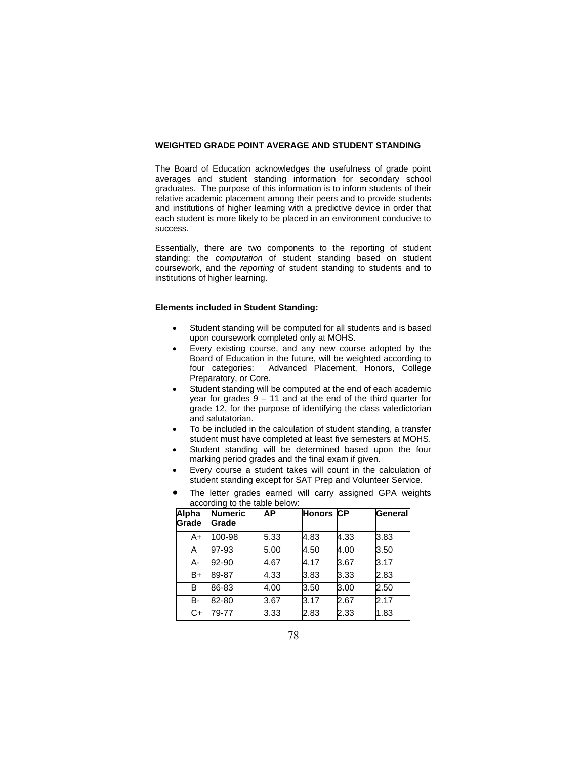## WEIGHTED GRADE POINT AVERAGE AND STUDENT STANDING

The Board of Education acknowledges the usefulness of grade point averages and student standing information for secondary school graduates. The purpose of this information is to inform students of their relative academic placement among their peers and to provide students and institutions of higher learning with a predictive device in order that each student is more likely to be placed in an environment conducive to success.

Essentially, there are two components to the reporting of student standing: the *computation* of student standing based on student coursework, and the *reporting* of student standing to students and to institutions of higher learning.

### Elements included in Student Standing:

- Student standing will be computed for all students and is based upon coursework completed only at MOHS.
- Every existing course, and any new course adopted by the Board of Education in the future, will be weighted according to four categories: Advanced Placement, Honors, College Preparatory, or Core.
- Student standing will be computed at the end of each academic year for grades 9 – 11 and at the end of the third quarter for grade 12, for the purpose of identifying the class valedictorian and salutatorian.
- To be included in the calculation of student standing, a transfer student must have completed at least five semesters at MOHS.
- Student standing will be determined based upon the four marking period grades and the final exam if given.
- Every course a student takes will count in the calculation of student standing except for SAT Prep and Volunteer Service.
- The letter grades earned will carry assigned GPA weights according to the table below:

| Alpha Grade | Numeric Grade | AP | Honors | CP | General |
|---|---|---|---|---|---|
| A+ | 100-98 | 5.33 | 4.83 | 4.33 | 3.83 |
| A | 97-93 | 5.00 | 4.50 | 4.00 | 3.50 |
| A- | 92-90 | 4.67 | 4.17 | 3.67 | 3.17 |
| B+ | 89-87 | 4.33 | 3.83 | 3.33 | 2.83 |
| B | 86-83 | 4.00 | 3.50 | 3.00 | 2.50 |
| B- | 82-80 | 3.67 | 3.17 | 2.67 | 2.17 |
| C+ | 79-77 | 3.33 | 2.83 | 2.33 | 1.83 |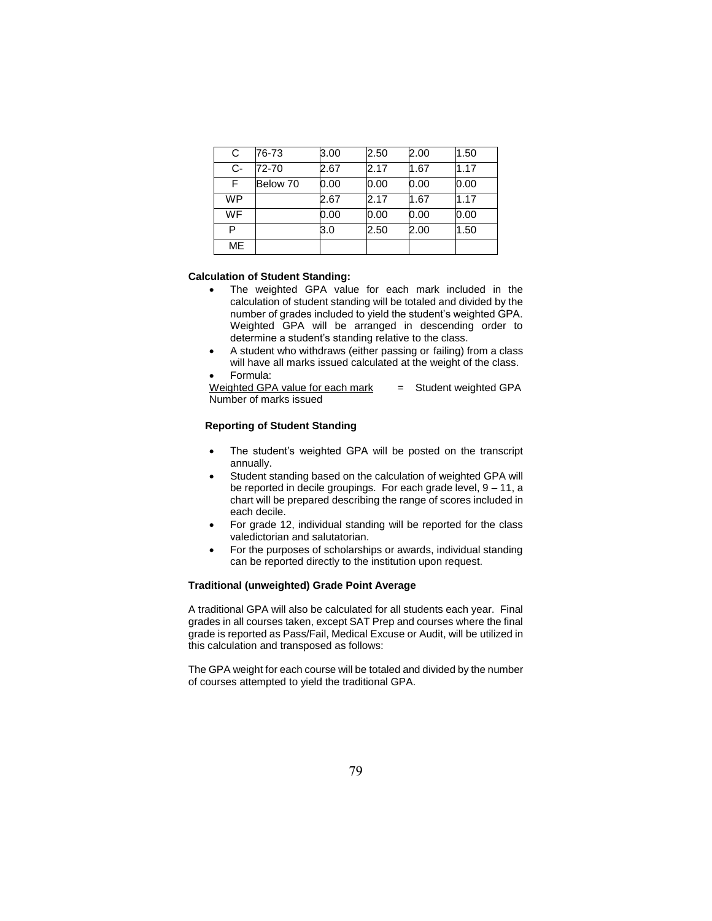| | | | | | |
|---|---|---|---|---|---|
| C | 76-73 | 3.00 | 2.50 | 2.00 | 1.50 |
| C- | 72-70 | 2.67 | 2.17 | 1.67 | 1.17 |
| F | Below 70 | 0.00 | 0.00 | 0.00 | 0.00 |
| WP | | 2.67 | 2.17 | 1.67 | 1.17 |
| WF | | 0.00 | 0.00 | 0.00 | 0.00 |
| P | | 3.0 | 2.50 | 2.00 | 1.50 |
| ME | | | | | |

**Calculation of Student Standing:**

- The weighted GPA value for each mark included in the calculation of student standing will be totaled and divided by the number of grades included to yield the student's weighted GPA. Weighted GPA will be arranged in descending order to determine a student's standing relative to the class.
- A student who withdraws (either passing or failing) from a class will have all marks issued calculated at the weight of the class.
- Formula:

$$\frac{\text{Weighted GPA value for each mark}}{\text{Number of marks issued}} = \text{Student weighted GPA}$$

**Reporting of Student Standing**

- The student's weighted GPA will be posted on the transcript annually.
- Student standing based on the calculation of weighted GPA will be reported in decile groupings. For each grade level, 9 – 11, a chart will be prepared describing the range of scores included in each decile.
- For grade 12, individual standing will be reported for the class valedictorian and salutatorian.
- For the purposes of scholarships or awards, individual standing can be reported directly to the institution upon request.

**Traditional (unweighted) Grade Point Average**

A traditional GPA will also be calculated for all students each year. Final grades in all courses taken, except SAT Prep and courses where the final grade is reported as Pass/Fail, Medical Excuse or Audit, will be utilized in this calculation and transposed as follows:

The GPA weight for each course will be totaled and divided by the number of courses attempted to yield the traditional GPA.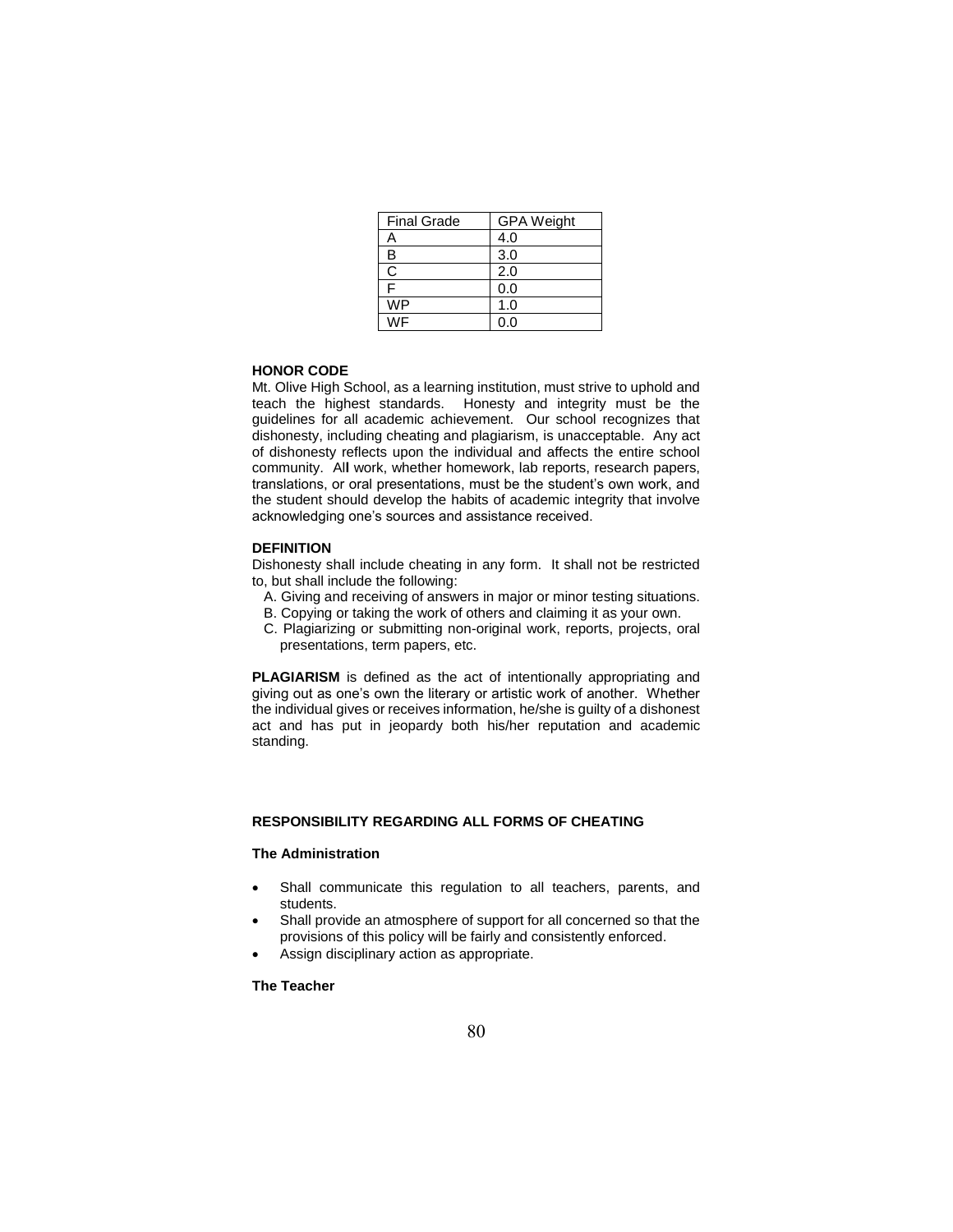| Final Grade | GPA Weight |
|---|---|
| A | 4.0 |
| B | 3.0 |
| C | 2.0 |
| F | 0.0 |
| WP | 1.0 |
| WF | 0.0 |

### HONOR CODE

Mt. Olive High School, as a learning institution, must strive to uphold and teach the highest standards. Honesty and integrity must be the guidelines for all academic achievement. Our school recognizes that dishonesty, including cheating and plagiarism, is unacceptable. Any act of dishonesty reflects upon the individual and affects the entire school community. All work, whether homework, lab reports, research papers, translations, or oral presentations, must be the student's own work, and the student should develop the habits of academic integrity that involve acknowledging one's sources and assistance received.

### DEFINITION

Dishonesty shall include cheating in any form. It shall not be restricted to, but shall include the following:

A. Giving and receiving of answers in major or minor testing situations.
B. Copying or taking the work of others and claiming it as your own.
C. Plagiarizing or submitting non-original work, reports, projects, oral presentations, term papers, etc.

**PLAGIARISM** is defined as the act of intentionally appropriating and giving out as one's own the literary or artistic work of another. Whether the individual gives or receives information, he/she is guilty of a dishonest act and has put in jeopardy both his/her reputation and academic standing.

### RESPONSIBILITY REGARDING ALL FORMS OF CHEATING

#### The Administration

- Shall communicate this regulation to all teachers, parents, and students.
- Shall provide an atmosphere of support for all concerned so that the provisions of this policy will be fairly and consistently enforced.
- Assign disciplinary action as appropriate.

#### The Teacher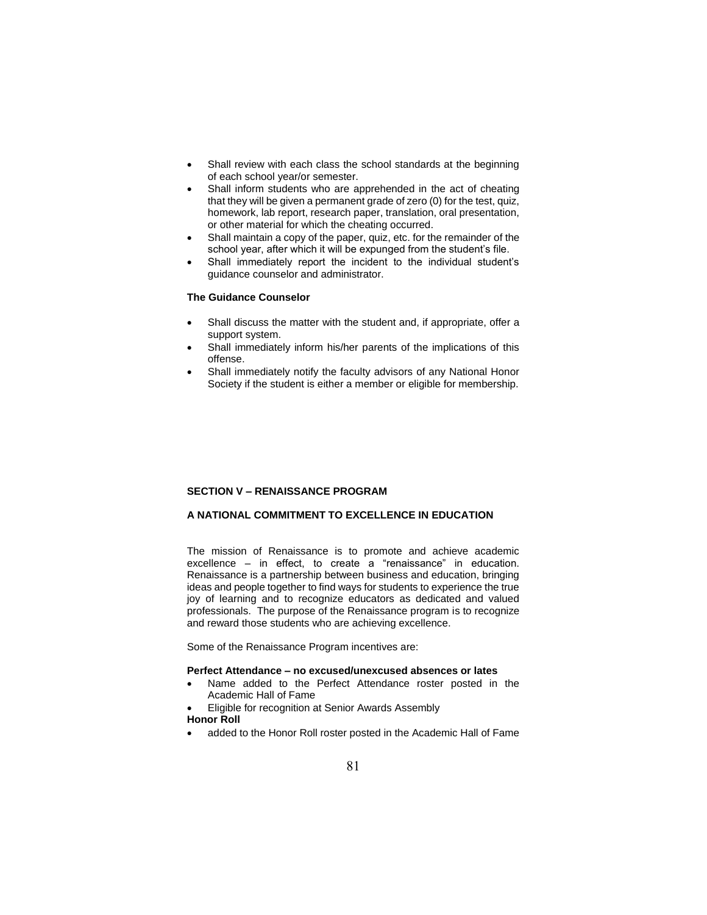- Shall review with each class the school standards at the beginning of each school year/or semester.
- Shall inform students who are apprehended in the act of cheating that they will be given a permanent grade of zero (0) for the test, quiz, homework, lab report, research paper, translation, oral presentation, or other material for which the cheating occurred.
- Shall maintain a copy of the paper, quiz, etc. for the remainder of the school year, after which it will be expunged from the student's file.
- Shall immediately report the incident to the individual student's guidance counselor and administrator.

**The Guidance Counselor**

- Shall discuss the matter with the student and, if appropriate, offer a support system.
- Shall immediately inform his/her parents of the implications of this offense.
- Shall immediately notify the faculty advisors of any National Honor Society if the student is either a member or eligible for membership.

## SECTION V – RENAISSANCE PROGRAM

### A NATIONAL COMMITMENT TO EXCELLENCE IN EDUCATION

The mission of Renaissance is to promote and achieve academic excellence – in effect, to create a "renaissance" in education. Renaissance is a partnership between business and education, bringing ideas and people together to find ways for students to experience the true joy of learning and to recognize educators as dedicated and valued professionals. The purpose of the Renaissance program is to recognize and reward those students who are achieving excellence.

Some of the Renaissance Program incentives are:

**Perfect Attendance – no excused/unexcused absences or lates**

- Name added to the Perfect Attendance roster posted in the Academic Hall of Fame
- Eligible for recognition at Senior Awards Assembly

**Honor Roll**

- added to the Honor Roll roster posted in the Academic Hall of Fame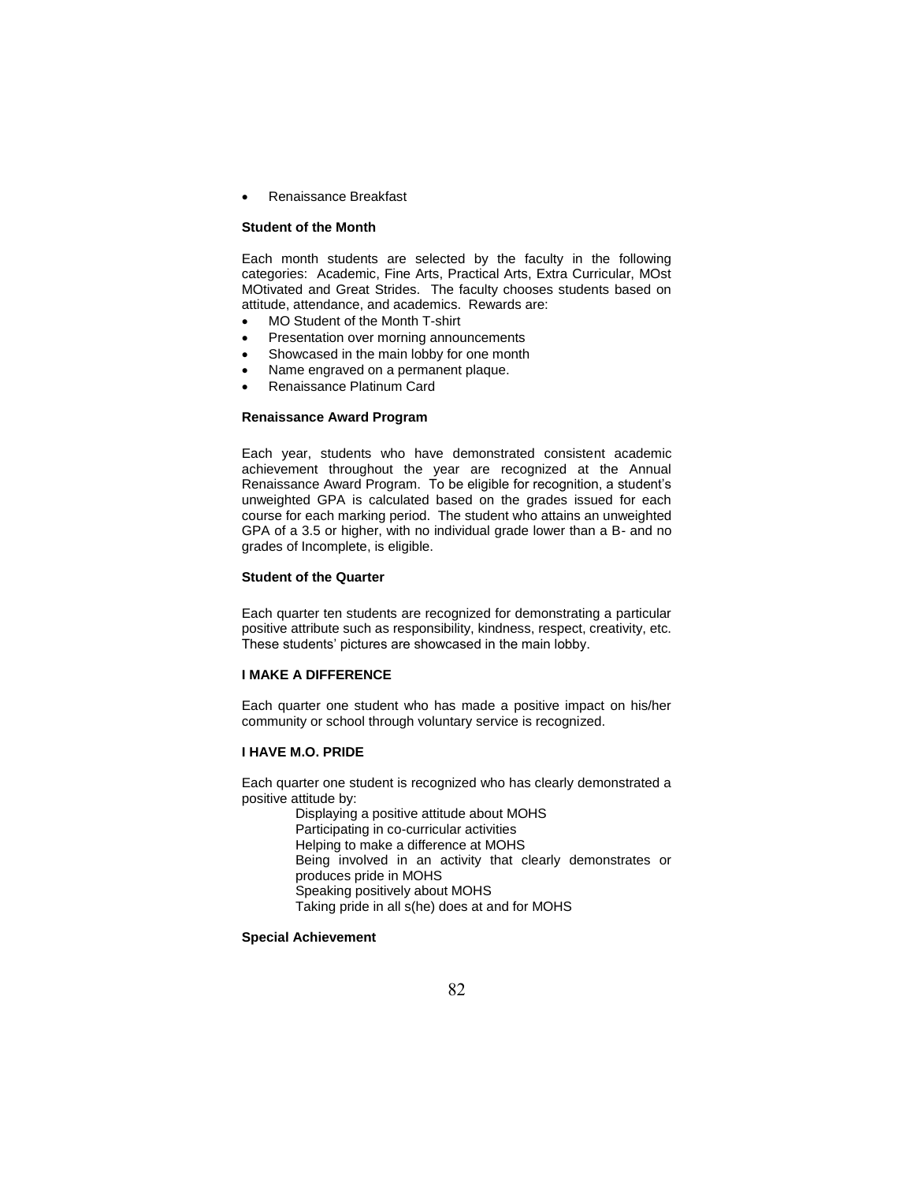- Renaissance Breakfast

**Student of the Month**

Each month students are selected by the faculty in the following categories: Academic, Fine Arts, Practical Arts, Extra Curricular, MOst MOtivated and Great Strides. The faculty chooses students based on attitude, attendance, and academics. Rewards are:

- MO Student of the Month T-shirt
- Presentation over morning announcements
- Showcased in the main lobby for one month
- Name engraved on a permanent plaque.
- Renaissance Platinum Card

**Renaissance Award Program**

Each year, students who have demonstrated consistent academic achievement throughout the year are recognized at the Annual Renaissance Award Program. To be eligible for recognition, a student's unweighted GPA is calculated based on the grades issued for each course for each marking period. The student who attains an unweighted GPA of a 3.5 or higher, with no individual grade lower than a B- and no grades of Incomplete, is eligible.

**Student of the Quarter**

Each quarter ten students are recognized for demonstrating a particular positive attribute such as responsibility, kindness, respect, creativity, etc. These students' pictures are showcased in the main lobby.

**I MAKE A DIFFERENCE**

Each quarter one student who has made a positive impact on his/her community or school through voluntary service is recognized.

**I HAVE M.O. PRIDE**

Each quarter one student is recognized who has clearly demonstrated a positive attitude by:

Displaying a positive attitude about MOHS
Participating in co-curricular activities
Helping to make a difference at MOHS
Being involved in an activity that clearly demonstrates or produces pride in MOHS
Speaking positively about MOHS
Taking pride in all s(he) does at and for MOHS

**Special Achievement**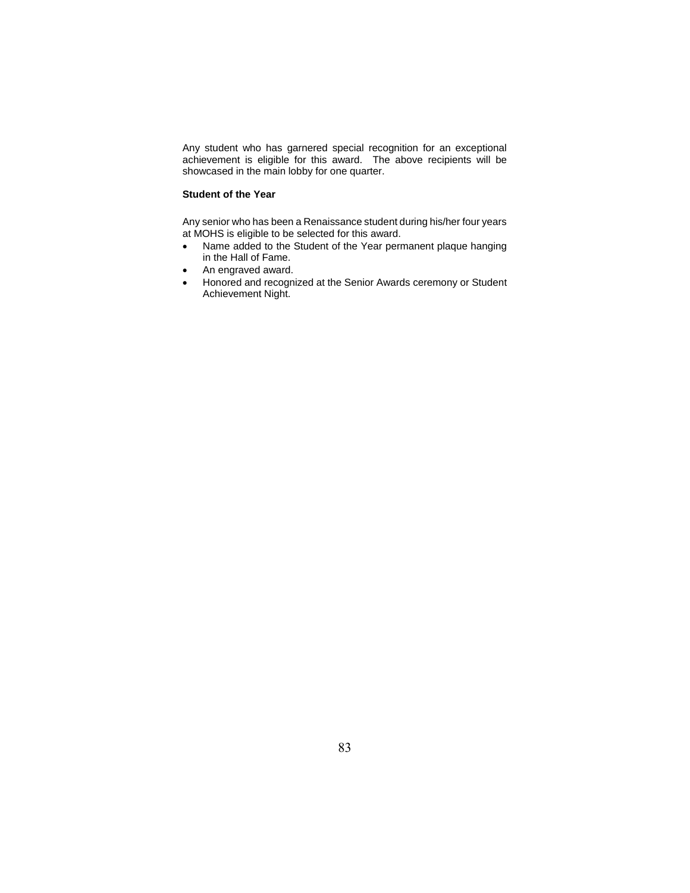Any student who has garnered special recognition for an exceptional achievement is eligible for this award. The above recipients will be showcased in the main lobby for one quarter.

**Student of the Year**

Any senior who has been a Renaissance student during his/her four years at MOHS is eligible to be selected for this award.

- Name added to the Student of the Year permanent plaque hanging in the Hall of Fame.
- An engraved award.
- Honored and recognized at the Senior Awards ceremony or Student Achievement Night.